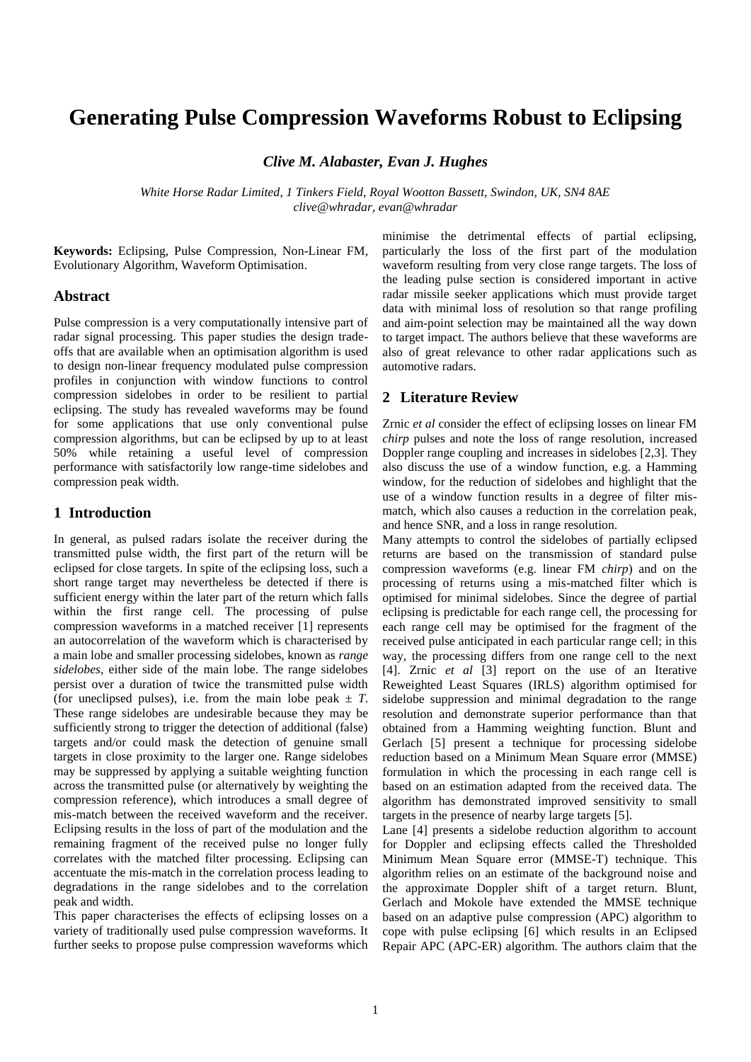# Generating Pulse Compression Waveforms Robust to Eclipsing

***Clive M. Alabaster, Evan J. Hughes***

*White Horse Radar Limited, 1 Tinkers Field, Royal Wootton Bassett, Swindon, UK, SN4 8AE*
*clive@whradar, evan@whradar*

**Keywords:** Eclipsing, Pulse Compression, Non-Linear FM, Evolutionary Algorithm, Waveform Optimisation.

## Abstract

Pulse compression is a very computationally intensive part of radar signal processing. This paper studies the design trade-offs that are available when an optimisation algorithm is used to design non-linear frequency modulated pulse compression profiles in conjunction with window functions to control compression sidelobes in order to be resilient to partial eclipsing. The study has revealed waveforms may be found for some applications that use only conventional pulse compression algorithms, but can be eclipsed by up to at least 50% while retaining a useful level of compression performance with satisfactorily low range-time sidelobes and compression peak width.

## 1 Introduction

In general, as pulsed radars isolate the receiver during the transmitted pulse width, the first part of the return will be eclipsed for close targets. In spite of the eclipsing loss, such a short range target may nevertheless be detected if there is sufficient energy within the later part of the return which falls within the first range cell. The processing of pulse compression waveforms in a matched receiver [1] represents an autocorrelation of the waveform which is characterised by a main lobe and smaller processing sidelobes, known as *range sidelobes*, either side of the main lobe. The range sidelobes persist over a duration of twice the transmitted pulse width (for uneclipsed pulses), i.e. from the main lobe peak $\pm$ $T$. These range sidelobes are undesirable because they may be sufficiently strong to trigger the detection of additional (false) targets and/or could mask the detection of genuine small targets in close proximity to the larger one. Range sidelobes may be suppressed by applying a suitable weighting function across the transmitted pulse (or alternatively by weighting the compression reference), which introduces a small degree of mis-match between the received waveform and the receiver. Eclipsing results in the loss of part of the modulation and the remaining fragment of the received pulse no longer fully correlates with the matched filter processing. Eclipsing can accentuate the mis-match in the correlation process leading to degradations in the range sidelobes and to the correlation peak and width.

This paper characterises the effects of eclipsing losses on a variety of traditionally used pulse compression waveforms. It further seeks to propose pulse compression waveforms which minimise the detrimental effects of partial eclipsing, particularly the loss of the first part of the modulation waveform resulting from very close range targets. The loss of the leading pulse section is considered important in active radar missile seeker applications which must provide target data with minimal loss of resolution so that range profiling and aim-point selection may be maintained all the way down to target impact. The authors believe that these waveforms are also of great relevance to other radar applications such as automotive radars.

## 2 Literature Review

Zrnic *et al* consider the effect of eclipsing losses on linear FM *chirp* pulses and note the loss of range resolution, increased Doppler range coupling and increases in sidelobes [2,3]. They also discuss the use of a window function, e.g. a Hamming window, for the reduction of sidelobes and highlight that the use of a window function results in a degree of filter mis-match, which also causes a reduction in the correlation peak, and hence SNR, and a loss in range resolution.

Many attempts to control the sidelobes of partially eclipsed returns are based on the transmission of standard pulse compression waveforms (e.g. linear FM *chirp*) and on the processing of returns using a mis-matched filter which is optimised for minimal sidelobes. Since the degree of partial eclipsing is predictable for each range cell, the processing for each range cell may be optimised for the fragment of the received pulse anticipated in each particular range cell; in this way, the processing differs from one range cell to the next [4]. Zrnic *et al* [3] report on the use of an Iterative Reweighted Least Squares (IRLS) algorithm optimised for sidelobe suppression and minimal degradation to the range resolution and demonstrate superior performance than that obtained from a Hamming weighting function. Blunt and Gerlach [5] present a technique for processing sidelobe reduction based on a Minimum Mean Square error (MMSE) formulation in which the processing in each range cell is based on an estimation adapted from the received data. The algorithm has demonstrated improved sensitivity to small targets in the presence of nearby large targets [5].

Lane [4] presents a sidelobe reduction algorithm to account for Doppler and eclipsing effects called the Thresholded Minimum Mean Square error (MMSE-T) technique. This algorithm relies on an estimate of the background noise and the approximate Doppler shift of a target return. Blunt, Gerlach and Mokole have extended the MMSE technique based on an adaptive pulse compression (APC) algorithm to cope with pulse eclipsing [6] which results in an Eclipsed Repair APC (APC-ER) algorithm. The authors claim that the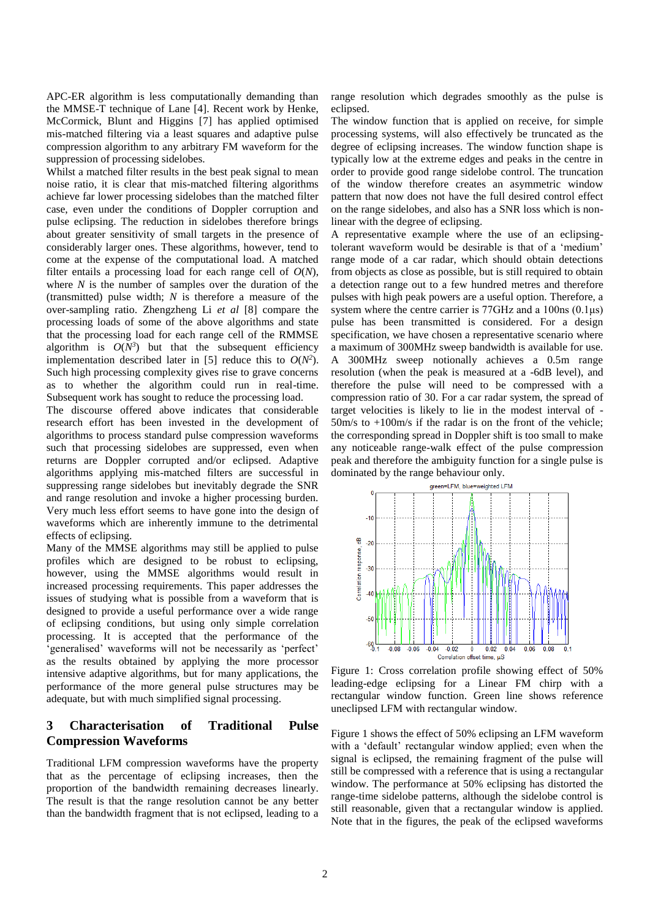APC-ER algorithm is less computationally demanding than the MMSE-T technique of Lane [4]. Recent work by Henke, McCormick, Blunt and Higgins [7] has applied optimised mis-matched filtering via a least squares and adaptive pulse compression algorithm to any arbitrary FM waveform for the suppression of processing sidelobes.

Whilst a matched filter results in the best peak signal to mean noise ratio, it is clear that mis-matched filtering algorithms achieve far lower processing sidelobes than the matched filter case, even under the conditions of Doppler corruption and pulse eclipsing. The reduction in sidelobes therefore brings about greater sensitivity of small targets in the presence of considerably larger ones. These algorithms, however, tend to come at the expense of the computational load. A matched filter entails a processing load for each range cell of $O(N)$, where $N$ is the number of samples over the duration of the (transmitted) pulse width; $N$ is therefore a measure of the over-sampling ratio. Zhengzheng Li *et al* [8] compare the processing loads of some of the above algorithms and state that the processing load for each range cell of the RMMSE algorithm is $O(N^3)$ but that the subsequent efficiency implementation described later in [5] reduce this to $O(N^2)$. Such high processing complexity gives rise to grave concerns as to whether the algorithm could run in real-time. Subsequent work has sought to reduce the processing load.

The discourse offered above indicates that considerable research effort has been invested in the development of algorithms to process standard pulse compression waveforms such that processing sidelobes are suppressed, even when returns are Doppler corrupted and/or eclipsed. Adaptive algorithms applying mis-matched filters are successful in suppressing range sidelobes but inevitably degrade the SNR and range resolution and invoke a higher processing burden. Very much less effort seems to have gone into the design of waveforms which are inherently immune to the detrimental effects of eclipsing.

Many of the MMSE algorithms may still be applied to pulse profiles which are designed to be robust to eclipsing, however, using the MMSE algorithms would result in increased processing requirements. This paper addresses the issues of studying what is possible from a waveform that is designed to provide a useful performance over a wide range of eclipsing conditions, but using only simple correlation processing. It is accepted that the performance of the 'generalised' waveforms will not be necessarily as 'perfect' as the results obtained by applying the more processor intensive adaptive algorithms, but for many applications, the performance of the more general pulse structures may be adequate, but with much simplified signal processing.

## 3 Characterisation of Traditional Pulse Compression Waveforms

Traditional LFM compression waveforms have the property that as the percentage of eclipsing increases, then the proportion of the bandwidth remaining decreases linearly. The result is that the range resolution cannot be any better than the bandwidth fragment that is not eclipsed, leading to a range resolution which degrades smoothly as the pulse is eclipsed.

The window function that is applied on receive, for simple processing systems, will also effectively be truncated as the degree of eclipsing increases. The window function shape is typically low at the extreme edges and peaks in the centre in order to provide good range sidelobe control. The truncation of the window therefore creates an asymmetric window pattern that now does not have the full desired control effect on the range sidelobes, and also has a SNR loss which is non-linear with the degree of eclipsing.

A representative example where the use of an eclipsing-tolerant waveform would be desirable is that of a 'medium' range mode of a car radar, which should obtain detections from objects as close as possible, but is still required to obtain a detection range out to a few hundred metres and therefore pulses with high peak powers are a useful option. Therefore, a system where the centre carrier is 77GHz and a 100ns (0.1μs) pulse has been transmitted is considered. For a design specification, we have chosen a representative scenario where a maximum of 300MHz sweep bandwidth is available for use. A 300MHz sweep notionally achieves a 0.5m range resolution (when the peak is measured at a -6dB level), and therefore the pulse will need to be compressed with a compression ratio of 30. For a car radar system, the spread of target velocities is likely to lie in the modest interval of -50m/s to +100m/s if the radar is on the front of the vehicle; the corresponding spread in Doppler shift is too small to make any noticeable range-walk effect of the pulse compression peak and therefore the ambiguity function for a single pulse is dominated by the range behaviour only.

Figure 1: Cross correlation profile showing effect of 50% leading-edge eclipsing for a Linear FM chirp with a rectangular window function. Green line shows reference uneclipsed LFM with rectangular window.

Figure 1 shows the effect of 50% eclipsing an LFM waveform with a 'default' rectangular window applied; even when the signal is eclipsed, the remaining fragment of the pulse will still be compressed with a reference that is using a rectangular window. The performance at 50% eclipsing has distorted the range-time sidelobe patterns, although the sidelobe control is still reasonable, given that a rectangular window is applied. Note that in the figures, the peak of the eclipsed waveforms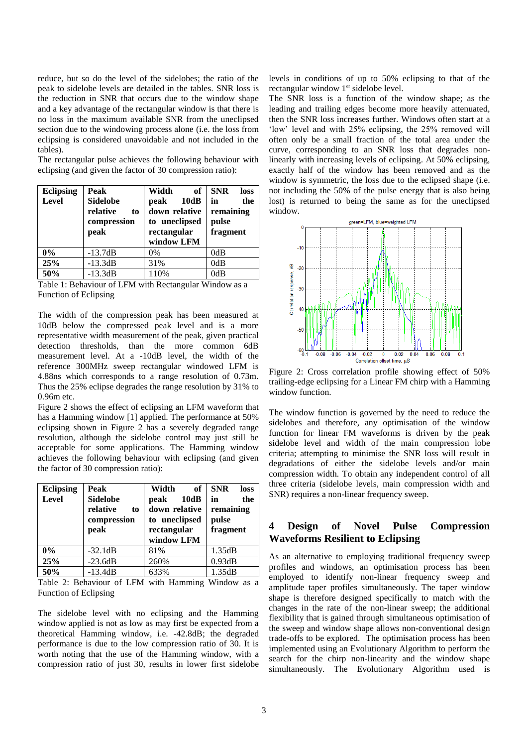reduce, but so do the level of the sidelobes; the ratio of the peak to sidelobe levels are detailed in the tables. SNR loss is the reduction in SNR that occurs due to the window shape and a key advantage of the rectangular window is that there is no loss in the maximum available SNR from the uneclipsed section due to the windowing process alone (i.e. the loss from eclipsing is considered unavoidable and not included in the tables).

The rectangular pulse achieves the following behaviour with eclipsing (and given the factor of 30 compression ratio):

| Eclipsing Level | Peak Sidelobe relative to compression peak | Width of peak 10dB down relative to uneclipsed rectangular window LFM | SNR loss in the remaining pulse fragment |
|---|---|---|---|
| 0% | -13.7dB | 0% | 0dB |
| 25% | -13.3dB | 31% | 0dB |
| 50% | -13.3dB | 110% | 0dB |

Table 1: Behaviour of LFM with Rectangular Window as a Function of Eclipsing

The width of the compression peak has been measured at 10dB below the compressed peak level and is a more representative width measurement of the peak, given practical detection thresholds, than the more common 6dB measurement level. At a -10dB level, the width of the reference 300MHz sweep rectangular windowed LFM is 4.88ns which corresponds to a range resolution of 0.73m. Thus the 25% eclipse degrades the range resolution by 31% to 0.96m etc.

Figure 2 shows the effect of eclipsing an LFM waveform that has a Hamming window [1] applied. The performance at 50% eclipsing shown in Figure 2 has a severely degraded range resolution, although the sidelobe control may just still be acceptable for some applications. The Hamming window achieves the following behaviour with eclipsing (and given the factor of 30 compression ratio):

| Eclipsing Level | Peak Sidelobe relative to compression peak | Width of peak 10dB down relative to uneclipsed rectangular window LFM | SNR loss in the remaining pulse fragment |
|---|---|---|---|
| 0% | -32.1dB | 81% | 1.35dB |
| 25% | -23.6dB | 260% | 0.93dB |
| 50% | -13.4dB | 633% | 1.35dB |

Table 2: Behaviour of LFM with Hamming Window as a Function of Eclipsing

The sidelobe level with no eclipsing and the Hamming window applied is not as low as may first be expected from a theoretical Hamming window, i.e. -42.8dB; the degraded performance is due to the low compression ratio of 30. It is worth noting that the use of the Hamming window, with a compression ratio of just 30, results in lower first sidelobe levels in conditions of up to 50% eclipsing to that of the rectangular window 1st sidelobe level.

The SNR loss is a function of the window shape; as the leading and trailing edges become more heavily attenuated, then the SNR loss increases further. Windows often start at a 'low' level and with 25% eclipsing, the 25% removed will often only be a small fraction of the total area under the curve, corresponding to an SNR loss that degrades non-linearly with increasing levels of eclipsing. At 50% eclipsing, exactly half of the window has been removed and as the window is symmetric, the loss due to the eclipsed shape (i.e. not including the 50% of the pulse energy that is also being lost) is returned to being the same as for the uneclipsed window.

Figure 2: Cross correlation profile showing effect of 50% trailing-edge eclipsing for a Linear FM chirp with a Hamming window function.

The window function is governed by the need to reduce the sidelobes and therefore, any optimisation of the window function for linear FM waveforms is driven by the peak sidelobe level and width of the main compression lobe criteria; attempting to minimise the SNR loss will result in degradations of either the sidelobe levels and/or main compression width. To obtain any independent control of all three criteria (sidelobe levels, main compression width and SNR) requires a non-linear frequency sweep.

## 4 Design of Novel Pulse Compression Waveforms Resilient to Eclipsing

As an alternative to employing traditional frequency sweep profiles and windows, an optimisation process has been employed to identify non-linear frequency sweep and amplitude taper profiles simultaneously. The taper window shape is therefore designed specifically to match with the changes in the rate of the non-linear sweep; the additional flexibility that is gained through simultaneous optimisation of the sweep and window shape allows non-conventional design trade-offs to be explored. The optimisation process has been implemented using an Evolutionary Algorithm to perform the search for the chirp non-linearity and the window shape simultaneously. The Evolutionary Algorithm used is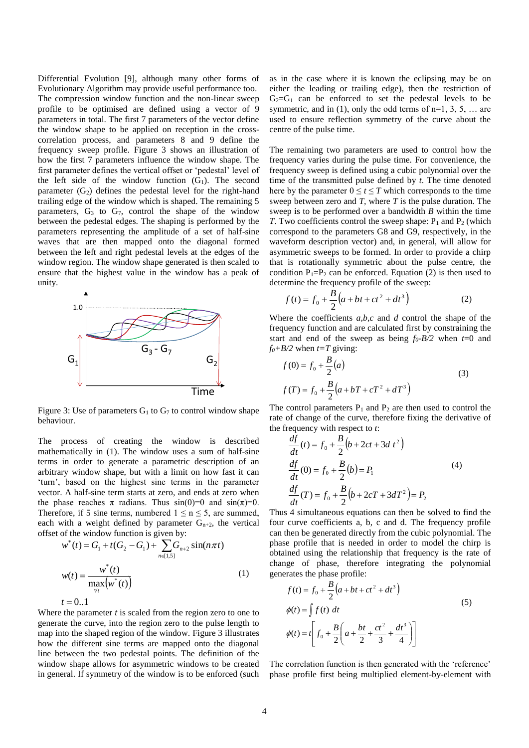Differential Evolution [9], although many other forms of Evolutionary Algorithm may provide useful performance too. The compression window function and the non-linear sweep profile to be optimised are defined using a vector of 9 parameters in total. The first 7 parameters of the vector define the window shape to be applied on reception in the cross-correlation process, and parameters 8 and 9 define the frequency sweep profile. Figure 3 shows an illustration of how the first 7 parameters influence the window shape. The first parameter defines the vertical offset or 'pedestal' level of the left side of the window function ($G_1$). The second parameter ($G_2$) defines the pedestal level for the right-hand trailing edge of the window which is shaped. The remaining 5 parameters, $G_3$ to $G_7$, control the shape of the window between the pedestal edges. The shaping is performed by the parameters representing the amplitude of a set of half-sine waves that are then mapped onto the diagonal formed between the left and right pedestal levels at the edges of the window region. The window shape generated is then scaled to ensure that the highest value in the window has a peak of unity.

Figure 3: Use of parameters $G_1$ to $G_7$ to control window shape behaviour.

The process of creating the window is described mathematically in (1). The window uses a sum of half-sine terms in order to generate a parametric description of an arbitrary window shape, but with a limit on how fast it can 'turn', based on the highest sine terms in the parameter vector. A half-sine term starts at zero, and ends at zero when the phase reaches π radians. Thus sin(0)=0 and sin(π)=0. Therefore, if 5 sine terms, numbered $1 \le n \le 5$, are summed, each with a weight defined by parameter $G_{n+2}$, the vertical offset of the window function is given by:

$$w^*(t) = G_1 + t(G_2 - G_1) + \sum_{n\in[1,5]} G_{n+2} \sin(n\pi t)$$
$$w(t) = \frac{w^*(t)}{\max_{\forall t}(w^*(t))} \qquad (1)$$
$$t = 0..1$$

Where the parameter $t$ is scaled from the region zero to one to generate the curve, into the region zero to the pulse length to map into the shaped region of the window. Figure 3 illustrates how the different sine terms are mapped onto the diagonal line between the two pedestal points. The definition of the window shape allows for asymmetric windows to be created in general. If symmetry of the window is to be enforced (such as in the case where it is known the eclipsing may be on either the leading or trailing edge), then the restriction of $G_2$=$G_1$ can be enforced to set the pedestal levels to be symmetric, and in (1), only the odd terms of n=1, 3, 5, … are used to ensure reflection symmetry of the curve about the centre of the pulse time.

The remaining two parameters are used to control how the frequency varies during the pulse time. For convenience, the frequency sweep is defined using a cubic polynomial over the time of the transmitted pulse defined by $t$. The time denoted here by the parameter $0 \le t \le T$ which corresponds to the time sweep between zero and $T$, where $T$ is the pulse duration. The sweep is to be performed over a bandwidth $B$ within the time $T$. Two coefficients control the sweep shape: $P_1$ and $P_2$ (which correspond to the parameters G8 and G9, respectively, in the waveform description vector) and, in general, will allow for asymmetric sweeps to be formed. In order to provide a chirp that is rotationally symmetric about the pulse centre, the condition $P_1$=$P_2$ can be enforced. Equation (2) is then used to determine the frequency profile of the sweep:

$$f(t) = f_0 + \frac{B}{2}\left(a + bt + ct^2 + dt^3\right) \qquad (2)$$

Where the coefficients $a,b,c$ and $d$ control the shape of the frequency function and are calculated first by constraining the start and end of the sweep as being $f_0$-$B/2$ when $t$=0 and $f_0$+$B/2$ when $t$=$T$ giving:

$$f(0) = f_0 + \frac{B}{2}(a)$$
$$f(T) = f_0 + \frac{B}{2}\left(a + bT + cT^2 + dT^3\right) \qquad (3)$$

The control parameters $P_1$ and $P_2$ are then used to control the rate of change of the curve, therefore fixing the derivative of the frequency with respect to $t$:

$$\frac{df}{dt}(t) = f_0 + \frac{B}{2}\left(b + 2ct + 3d\,t^2\right)$$
$$\frac{df}{dt}(0) = f_0 + \frac{B}{2}(b) = P_1 \qquad (4)$$
$$\frac{df}{dt}(T) = f_0 + \frac{B}{2}\left(b + 2cT + 3dT^2\right) = P_2$$

Thus 4 simultaneous equations can then be solved to find the four curve coefficients a, b, c and d. The frequency profile can then be generated directly from the cubic polynomial. The phase profile that is needed in order to model the chirp is obtained using the relationship that frequency is the rate of change of phase, therefore integrating the polynomial generates the phase profile:

$$f(t) = f_0 + \frac{B}{2}\left(a + bt + ct^2 + dt^3\right)$$
$$\phi(t) = \int f(t)\, dt \qquad (5)$$
$$\phi(t) = t\left[f_0 + \frac{B}{2}\left(a + \frac{bt}{2} + \frac{ct^2}{3} + \frac{dt^3}{4}\right)\right]$$

The correlation function is then generated with the 'reference' phase profile first being multiplied element-by-element with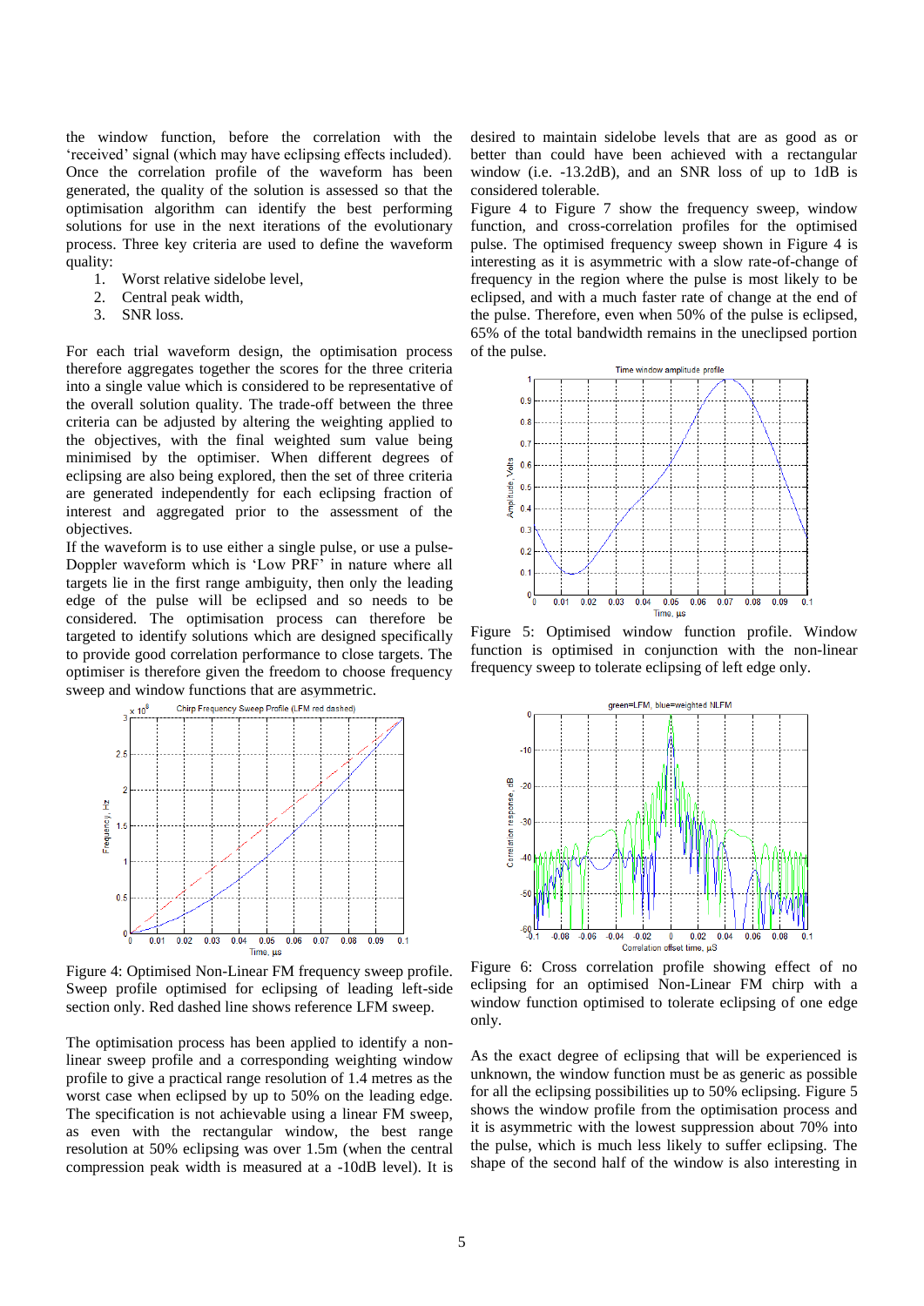the window function, before the correlation with the 'received' signal (which may have eclipsing effects included). Once the correlation profile of the waveform has been generated, the quality of the solution is assessed so that the optimisation algorithm can identify the best performing solutions for use in the next iterations of the evolutionary process. Three key criteria are used to define the waveform quality:

1. Worst relative sidelobe level,
2. Central peak width,
3. SNR loss.

For each trial waveform design, the optimisation process therefore aggregates together the scores for the three criteria into a single value which is considered to be representative of the overall solution quality. The trade-off between the three criteria can be adjusted by altering the weighting applied to the objectives, with the final weighted sum value being minimised by the optimiser. When different degrees of eclipsing are also being explored, then the set of three criteria are generated independently for each eclipsing fraction of interest and aggregated prior to the assessment of the objectives.

If the waveform is to use either a single pulse, or use a pulse-Doppler waveform which is 'Low PRF' in nature where all targets lie in the first range ambiguity, then only the leading edge of the pulse will be eclipsed and so needs to be considered. The optimisation process can therefore be targeted to identify solutions which are designed specifically to provide good correlation performance to close targets. The optimiser is therefore given the freedom to choose frequency sweep and window functions that are asymmetric.

Figure 4: Optimised Non-Linear FM frequency sweep profile. Sweep profile optimised for eclipsing of leading left-side section only. Red dashed line shows reference LFM sweep.

The optimisation process has been applied to identify a non-linear sweep profile and a corresponding weighting window profile to give a practical range resolution of 1.4 metres as the worst case when eclipsed by up to 50% on the leading edge. The specification is not achievable using a linear FM sweep, as even with the rectangular window, the best range resolution at 50% eclipsing was over 1.5m (when the central compression peak width is measured at a -10dB level). It is desired to maintain sidelobe levels that are as good as or better than could have been achieved with a rectangular window (i.e. -13.2dB), and an SNR loss of up to 1dB is considered tolerable.

Figure 4 to Figure 7 show the frequency sweep, window function, and cross-correlation profiles for the optimised pulse. The optimised frequency sweep shown in Figure 4 is interesting as it is asymmetric with a slow rate-of-change of frequency in the region where the pulse is most likely to be eclipsed, and with a much faster rate of change at the end of the pulse. Therefore, even when 50% of the pulse is eclipsed, 65% of the total bandwidth remains in the uneclipsed portion of the pulse.

Figure 5: Optimised window function profile. Window function is optimised in conjunction with the non-linear frequency sweep to tolerate eclipsing of left edge only.

Figure 6: Cross correlation profile showing effect of no eclipsing for an optimised Non-Linear FM chirp with a window function optimised to tolerate eclipsing of one edge only.

As the exact degree of eclipsing that will be experienced is unknown, the window function must be as generic as possible for all the eclipsing possibilities up to 50% eclipsing. Figure 5 shows the window profile from the optimisation process and it is asymmetric with the lowest suppression about 70% into the pulse, which is much less likely to suffer eclipsing. The shape of the second half of the window is also interesting in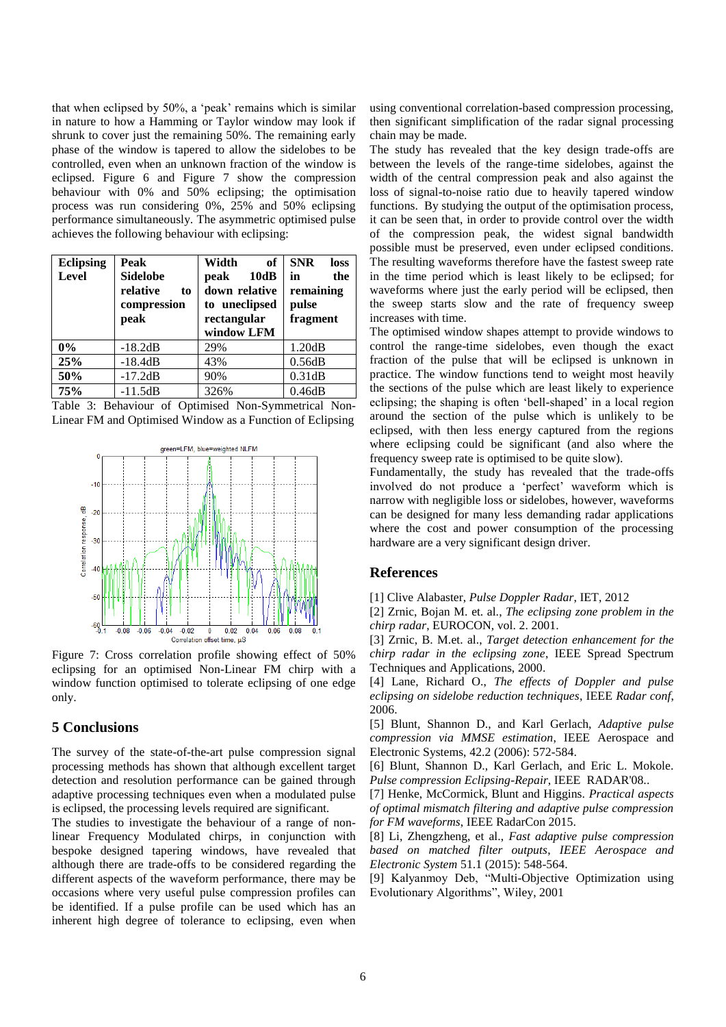that when eclipsed by 50%, a 'peak' remains which is similar in nature to how a Hamming or Taylor window may look if shrunk to cover just the remaining 50%. The remaining early phase of the window is tapered to allow the sidelobes to be controlled, even when an unknown fraction of the window is eclipsed. Figure 6 and Figure 7 show the compression behaviour with 0% and 50% eclipsing; the optimisation process was run considering 0%, 25% and 50% eclipsing performance simultaneously. The asymmetric optimised pulse achieves the following behaviour with eclipsing:

| Eclipsing Level | Peak Sidelobe relative to compression peak | Width of peak 10dB down relative to uneclipsed rectangular window LFM | SNR loss in the remaining pulse fragment |
|---|---|---|---|
| **0%** | -18.2dB | 29% | 1.20dB |
| **25%** | -18.4dB | 43% | 0.56dB |
| **50%** | -17.2dB | 90% | 0.31dB |
| **75%** | -11.5dB | 326% | 0.46dB |

Table 3: Behaviour of Optimised Non-Symmetrical Non-Linear FM and Optimised Window as a Function of Eclipsing

green=LFM, blue=weighted NLFM

Correlation response, dB

0
-10
-20
-30
-40
-50
-60

Correlation offset time, µS

-0.1 -0.08 -0.06 -0.04 -0.02 0 0.02 0.04 0.06 0.08 0.1

Figure 7: Cross correlation profile showing effect of 50% eclipsing for an optimised Non-Linear FM chirp with a window function optimised to tolerate eclipsing of one edge only.

## 5 Conclusions

The survey of the state-of-the-art pulse compression signal processing methods has shown that although excellent target detection and resolution performance can be gained through adaptive processing techniques even when a modulated pulse is eclipsed, the processing levels required are significant.

The studies to investigate the behaviour of a range of non-linear Frequency Modulated chirps, in conjunction with bespoke designed tapering windows, have revealed that although there are trade-offs to be considered regarding the different aspects of the waveform performance, there may be occasions where very useful pulse compression profiles can be identified. If a pulse profile can be used which has an inherent high degree of tolerance to eclipsing, even when using conventional correlation-based compression processing, then significant simplification of the radar signal processing chain may be made.

The study has revealed that the key design trade-offs are between the levels of the range-time sidelobes, against the width of the central compression peak and also against the loss of signal-to-noise ratio due to heavily tapered window functions. By studying the output of the optimisation process, it can be seen that, in order to provide control over the width of the compression peak, the widest signal bandwidth possible must be preserved, even under eclipsed conditions. The resulting waveforms therefore have the fastest sweep rate in the time period which is least likely to be eclipsed; for waveforms where just the early period will be eclipsed, then the sweep starts slow and the rate of frequency sweep increases with time.

The optimised window shapes attempt to provide windows to control the range-time sidelobes, even though the exact fraction of the pulse that will be eclipsed is unknown in practice. The window functions tend to weight most heavily the sections of the pulse which are least likely to experience eclipsing; the shaping is often 'bell-shaped' in a local region around the section of the pulse which is unlikely to be eclipsed, with then less energy captured from the regions where eclipsing could be significant (and also where the frequency sweep rate is optimised to be quite slow).

Fundamentally, the study has revealed that the trade-offs involved do not produce a 'perfect' waveform which is narrow with negligible loss or sidelobes, however, waveforms can be designed for many less demanding radar applications where the cost and power consumption of the processing hardware are a very significant design driver.

## References

[1] Clive Alabaster, *Pulse Doppler Radar*, IET, 2012

[2] Zrnic, Bojan M. et. al., *The eclipsing zone problem in the chirp radar*, EUROCON, vol. 2. 2001.

[3] Zrnic, B. M.et. al., *Target detection enhancement for the chirp radar in the eclipsing zone*, IEEE Spread Spectrum Techniques and Applications, 2000.

[4] Lane, Richard O., *The effects of Doppler and pulse eclipsing on sidelobe reduction techniques*, IEEE *Radar conf*, 2006.

[5] Blunt, Shannon D., and Karl Gerlach, *Adaptive pulse compression via MMSE estimation*, IEEE Aerospace and Electronic Systems, 42.2 (2006): 572-584.

[6] Blunt, Shannon D., Karl Gerlach, and Eric L. Mokole. *Pulse compression Eclipsing-Repair*, IEEE RADAR'08..

[7] Henke, McCormick, Blunt and Higgins. *Practical aspects of optimal mismatch filtering and adaptive pulse compression for FM waveforms*, IEEE RadarCon 2015.

[8] Li, Zhengzheng, et al., *Fast adaptive pulse compression based on matched filter outputs*, *IEEE Aerospace and Electronic System* 51.1 (2015): 548-564.

[9] Kalyanmoy Deb, "Multi-Objective Optimization using Evolutionary Algorithms", Wiley, 2001